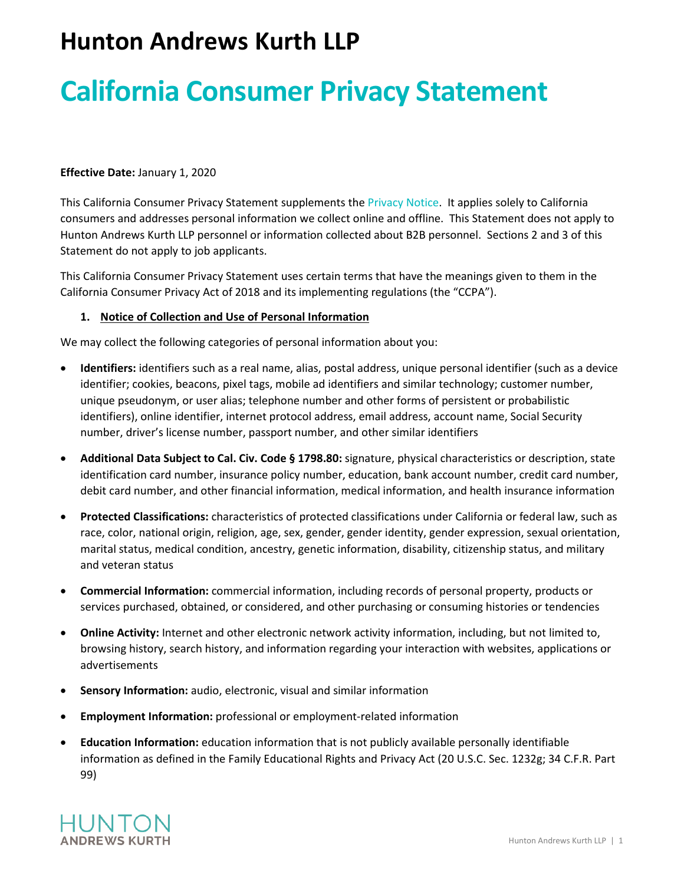# Hunton Andrews Kurth LLP

# California Consumer Privacy Statement

**Effective Date:** January 1, 2020

This California Consumer Privacy Statement supplements the Privacy Notice. It applies solely to California consumers and addresses personal information we collect online and offline. This Statement does not apply to Hunton Andrews Kurth LLP personnel or information collected about B2B personnel. Sections 2 and 3 of this Statement do not apply to job applicants.

This California Consumer Privacy Statement uses certain terms that have the meanings given to them in the California Consumer Privacy Act of 2018 and its implementing regulations (the "CCPA").

## 1. Notice of Collection and Use of Personal Information

We may collect the following categories of personal information about you:

- **Identifiers:** identifiers such as a real name, alias, postal address, unique personal identifier (such as a device identifier; cookies, beacons, pixel tags, mobile ad identifiers and similar technology; customer number, unique pseudonym, or user alias; telephone number and other forms of persistent or probabilistic identifiers), online identifier, internet protocol address, email address, account name, Social Security number, driver's license number, passport number, and other similar identifiers
- **Additional Data Subject to Cal. Civ. Code § 1798.80:** signature, physical characteristics or description, state identification card number, insurance policy number, education, bank account number, credit card number, debit card number, and other financial information, medical information, and health insurance information
- **Protected Classifications:** characteristics of protected classifications under California or federal law, such as race, color, national origin, religion, age, sex, gender, gender identity, gender expression, sexual orientation, marital status, medical condition, ancestry, genetic information, disability, citizenship status, and military and veteran status
- **Commercial Information:** commercial information, including records of personal property, products or services purchased, obtained, or considered, and other purchasing or consuming histories or tendencies
- **Online Activity:** Internet and other electronic network activity information, including, but not limited to, browsing history, search history, and information regarding your interaction with websites, applications or advertisements
- **Sensory Information:** audio, electronic, visual and similar information
- **Employment Information:** professional or employment-related information
- **Education Information:** education information that is not publicly available personally identifiable information as defined in the Family Educational Rights and Privacy Act (20 U.S.C. Sec. 1232g; 34 C.F.R. Part 99)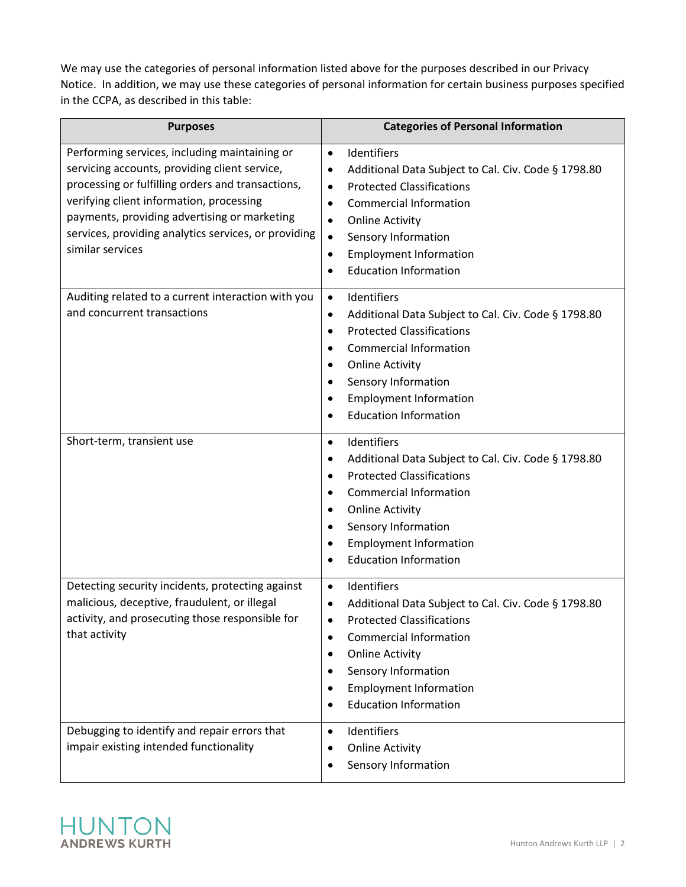We may use the categories of personal information listed above for the purposes described in our Privacy Notice. In addition, we may use these categories of personal information for certain business purposes specified in the CCPA, as described in this table:

| Purposes | Categories of Personal Information |
| --- | --- |
| Performing services, including maintaining or servicing accounts, providing client service, processing or fulfilling orders and transactions, verifying client information, processing payments, providing advertising or marketing services, providing analytics services, or providing similar services | • Identifiers<br>• Additional Data Subject to Cal. Civ. Code § 1798.80<br>• Protected Classifications<br>• Commercial Information<br>• Online Activity<br>• Sensory Information<br>• Employment Information<br>• Education Information |
| Auditing related to a current interaction with you and concurrent transactions | • Identifiers<br>• Additional Data Subject to Cal. Civ. Code § 1798.80<br>• Protected Classifications<br>• Commercial Information<br>• Online Activity<br>• Sensory Information<br>• Employment Information<br>• Education Information |
| Short-term, transient use | • Identifiers<br>• Additional Data Subject to Cal. Civ. Code § 1798.80<br>• Protected Classifications<br>• Commercial Information<br>• Online Activity<br>• Sensory Information<br>• Employment Information<br>• Education Information |
| Detecting security incidents, protecting against malicious, deceptive, fraudulent, or illegal activity, and prosecuting those responsible for that activity | • Identifiers<br>• Additional Data Subject to Cal. Civ. Code § 1798.80<br>• Protected Classifications<br>• Commercial Information<br>• Online Activity<br>• Sensory Information<br>• Employment Information<br>• Education Information |
| Debugging to identify and repair errors that impair existing intended functionality | • Identifiers<br>• Online Activity<br>• Sensory Information |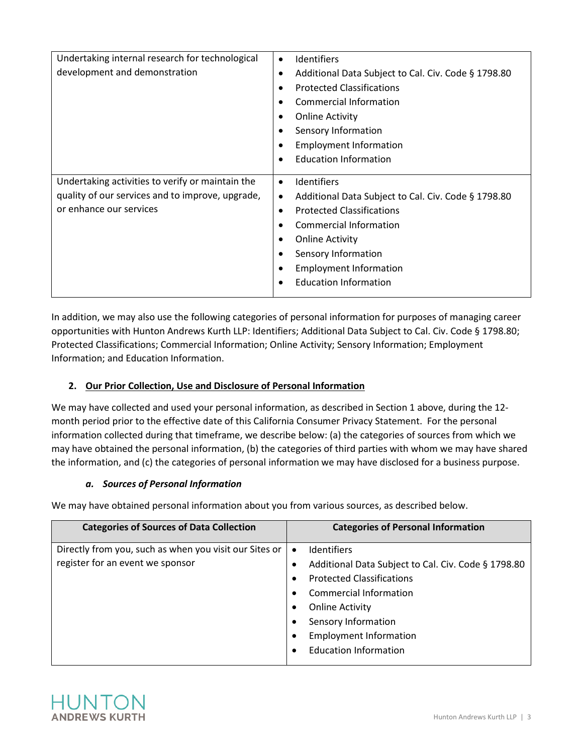| | |
|---|---|
| Undertaking internal research for technological development and demonstration | • Identifiers<br>• Additional Data Subject to Cal. Civ. Code § 1798.80<br>• Protected Classifications<br>• Commercial Information<br>• Online Activity<br>• Sensory Information<br>• Employment Information<br>• Education Information |
| Undertaking activities to verify or maintain the quality of our services and to improve, upgrade, or enhance our services | • Identifiers<br>• Additional Data Subject to Cal. Civ. Code § 1798.80<br>• Protected Classifications<br>• Commercial Information<br>• Online Activity<br>• Sensory Information<br>• Employment Information<br>• Education Information |

In addition, we may also use the following categories of personal information for purposes of managing career opportunities with Hunton Andrews Kurth LLP: Identifiers; Additional Data Subject to Cal. Civ. Code § 1798.80; Protected Classifications; Commercial Information; Online Activity; Sensory Information; Employment Information; and Education Information.

## 2. Our Prior Collection, Use and Disclosure of Personal Information

We may have collected and used your personal information, as described in Section 1 above, during the 12-month period prior to the effective date of this California Consumer Privacy Statement. For the personal information collected during that timeframe, we describe below: (a) the categories of sources from which we may have obtained the personal information, (b) the categories of third parties with whom we may have shared the information, and (c) the categories of personal information we may have disclosed for a business purpose.

### *a. Sources of Personal Information*

We may have obtained personal information about you from various sources, as described below.

| Categories of Sources of Data Collection | Categories of Personal Information |
|---|---|
| Directly from you, such as when you visit our Sites or register for an event we sponsor | • Identifiers<br>• Additional Data Subject to Cal. Civ. Code § 1798.80<br>• Protected Classifications<br>• Commercial Information<br>• Online Activity<br>• Sensory Information<br>• Employment Information<br>• Education Information |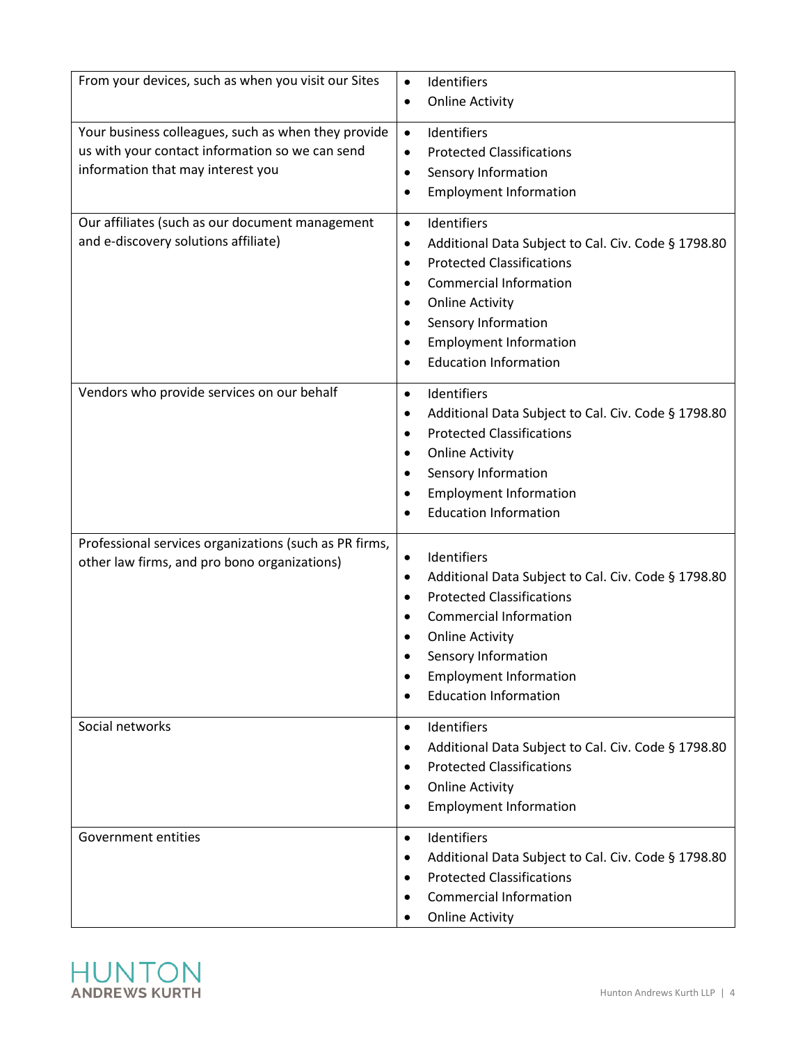| | |
|---|---|
| From your devices, such as when you visit our Sites | • Identifiers<br>• Online Activity |
| Your business colleagues, such as when they provide us with your contact information so we can send information that may interest you | • Identifiers<br>• Protected Classifications<br>• Sensory Information<br>• Employment Information |
| Our affiliates (such as our document management and e-discovery solutions affiliate) | • Identifiers<br>• Additional Data Subject to Cal. Civ. Code § 1798.80<br>• Protected Classifications<br>• Commercial Information<br>• Online Activity<br>• Sensory Information<br>• Employment Information<br>• Education Information |
| Vendors who provide services on our behalf | • Identifiers<br>• Additional Data Subject to Cal. Civ. Code § 1798.80<br>• Protected Classifications<br>• Online Activity<br>• Sensory Information<br>• Employment Information<br>• Education Information |
| Professional services organizations (such as PR firms, other law firms, and pro bono organizations) | • Identifiers<br>• Additional Data Subject to Cal. Civ. Code § 1798.80<br>• Protected Classifications<br>• Commercial Information<br>• Online Activity<br>• Sensory Information<br>• Employment Information<br>• Education Information |
| Social networks | • Identifiers<br>• Additional Data Subject to Cal. Civ. Code § 1798.80<br>• Protected Classifications<br>• Online Activity<br>• Employment Information |
| Government entities | • Identifiers<br>• Additional Data Subject to Cal. Civ. Code § 1798.80<br>• Protected Classifications<br>• Commercial Information<br>• Online Activity |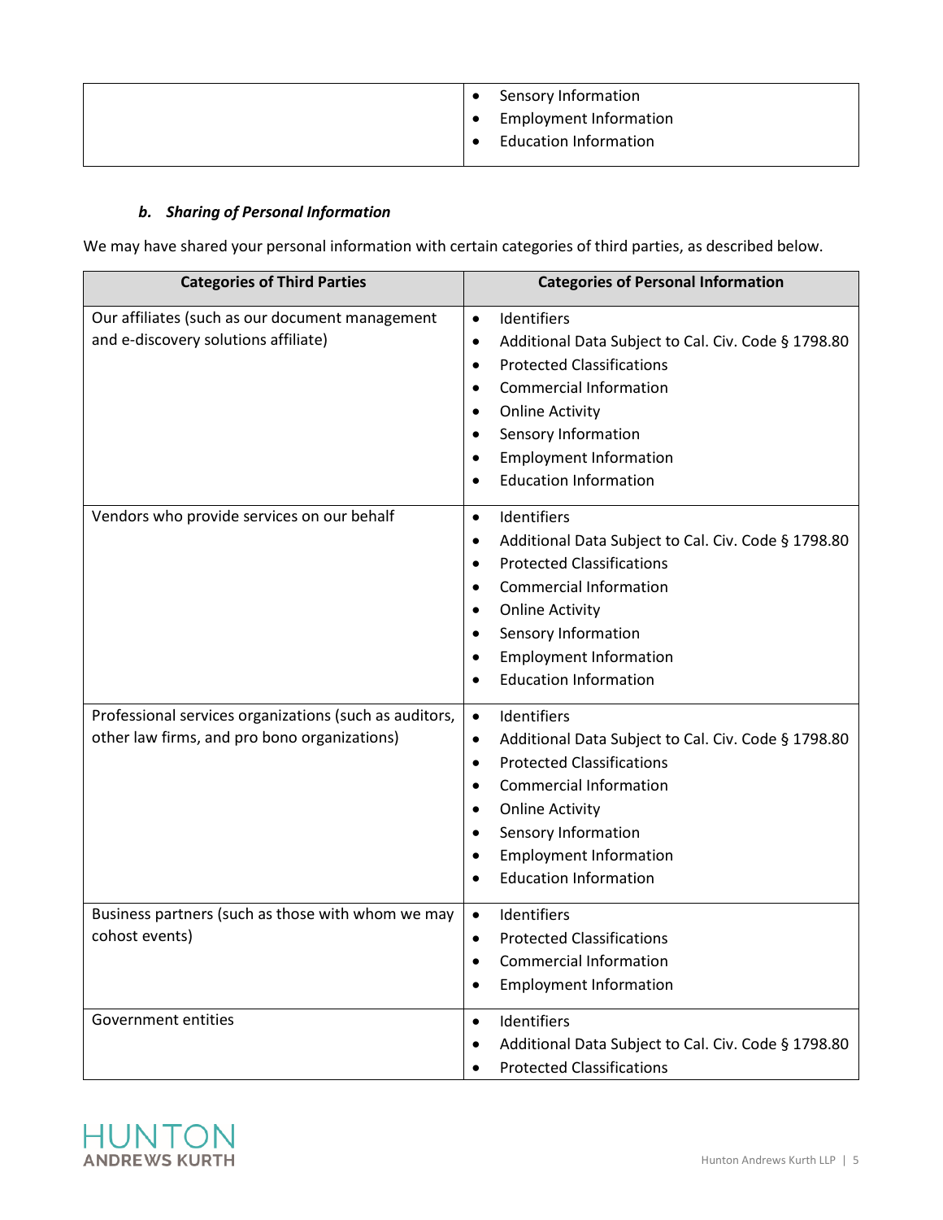| | |
|---|---|
| | • Sensory Information<br>• Employment Information<br>• Education Information |

### *b. Sharing of Personal Information*

We may have shared your personal information with certain categories of third parties, as described below.

| Categories of Third Parties | Categories of Personal Information |
|---|---|
| Our affiliates (such as our document management and e-discovery solutions affiliate) | • Identifiers<br>• Additional Data Subject to Cal. Civ. Code § 1798.80<br>• Protected Classifications<br>• Commercial Information<br>• Online Activity<br>• Sensory Information<br>• Employment Information<br>• Education Information |
| Vendors who provide services on our behalf | • Identifiers<br>• Additional Data Subject to Cal. Civ. Code § 1798.80<br>• Protected Classifications<br>• Commercial Information<br>• Online Activity<br>• Sensory Information<br>• Employment Information<br>• Education Information |
| Professional services organizations (such as auditors, other law firms, and pro bono organizations) | • Identifiers<br>• Additional Data Subject to Cal. Civ. Code § 1798.80<br>• Protected Classifications<br>• Commercial Information<br>• Online Activity<br>• Sensory Information<br>• Employment Information<br>• Education Information |
| Business partners (such as those with whom we may cohost events) | • Identifiers<br>• Protected Classifications<br>• Commercial Information<br>• Employment Information |
| Government entities | • Identifiers<br>• Additional Data Subject to Cal. Civ. Code § 1798.80<br>• Protected Classifications |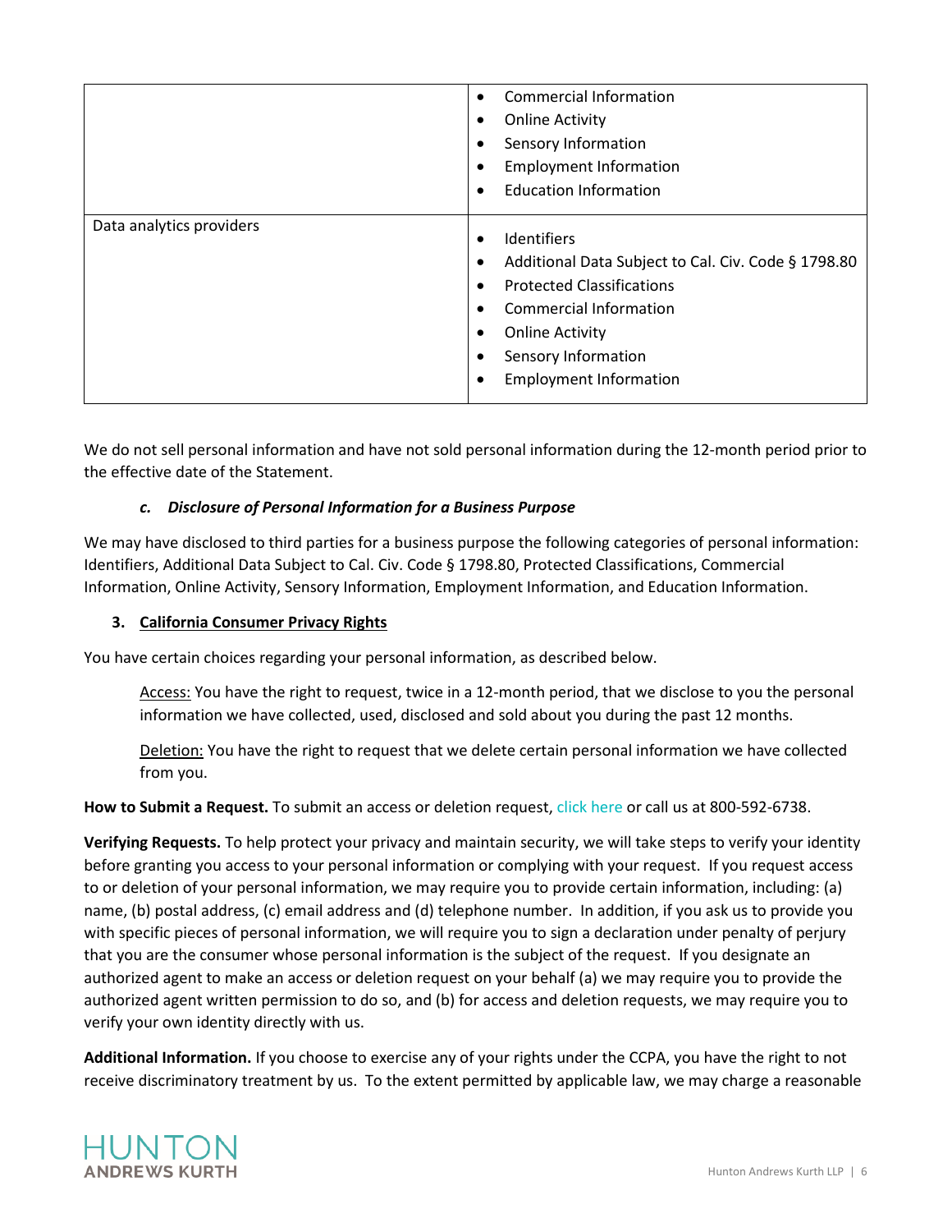| | |
|---|---|
| | • Commercial Information<br>• Online Activity<br>• Sensory Information<br>• Employment Information<br>• Education Information |
| Data analytics providers | • Identifiers<br>• Additional Data Subject to Cal. Civ. Code § 1798.80<br>• Protected Classifications<br>• Commercial Information<br>• Online Activity<br>• Sensory Information<br>• Employment Information |

We do not sell personal information and have not sold personal information during the 12-month period prior to the effective date of the Statement.

***c. Disclosure of Personal Information for a Business Purpose***

We may have disclosed to third parties for a business purpose the following categories of personal information: Identifiers, Additional Data Subject to Cal. Civ. Code § 1798.80, Protected Classifications, Commercial Information, Online Activity, Sensory Information, Employment Information, and Education Information.

**3. California Consumer Privacy Rights**

You have certain choices regarding your personal information, as described below.

> Access: You have the right to request, twice in a 12-month period, that we disclose to you the personal information we have collected, used, disclosed and sold about you during the past 12 months.
>
> Deletion: You have the right to request that we delete certain personal information we have collected from you.

**How to Submit a Request.** To submit an access or deletion request, click here or call us at 800-592-6738.

**Verifying Requests.** To help protect your privacy and maintain security, we will take steps to verify your identity before granting you access to your personal information or complying with your request. If you request access to or deletion of your personal information, we may require you to provide certain information, including: (a) name, (b) postal address, (c) email address and (d) telephone number. In addition, if you ask us to provide you with specific pieces of personal information, we will require you to sign a declaration under penalty of perjury that you are the consumer whose personal information is the subject of the request. If you designate an authorized agent to make an access or deletion request on your behalf (a) we may require you to provide the authorized agent written permission to do so, and (b) for access and deletion requests, we may require you to verify your own identity directly with us.

**Additional Information.** If you choose to exercise any of your rights under the CCPA, you have the right to not receive discriminatory treatment by us. To the extent permitted by applicable law, we may charge a reasonable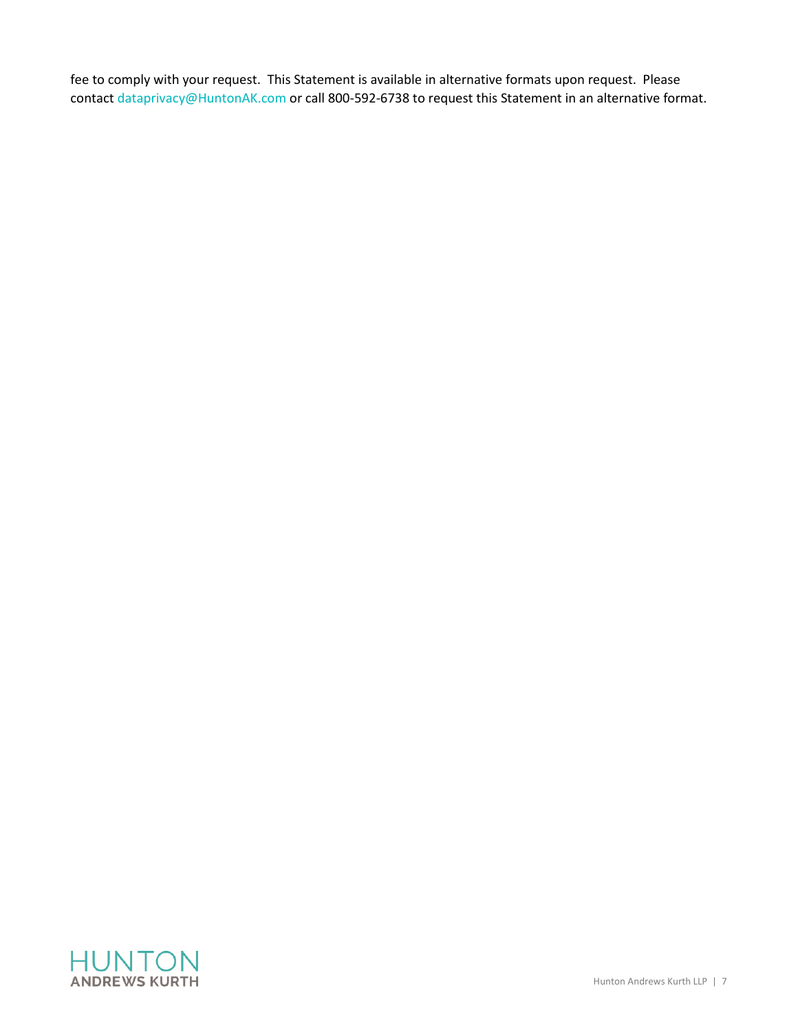fee to comply with your request. This Statement is available in alternative formats upon request. Please contact dataprivacy@HuntonAK.com or call 800-592-6738 to request this Statement in an alternative format.